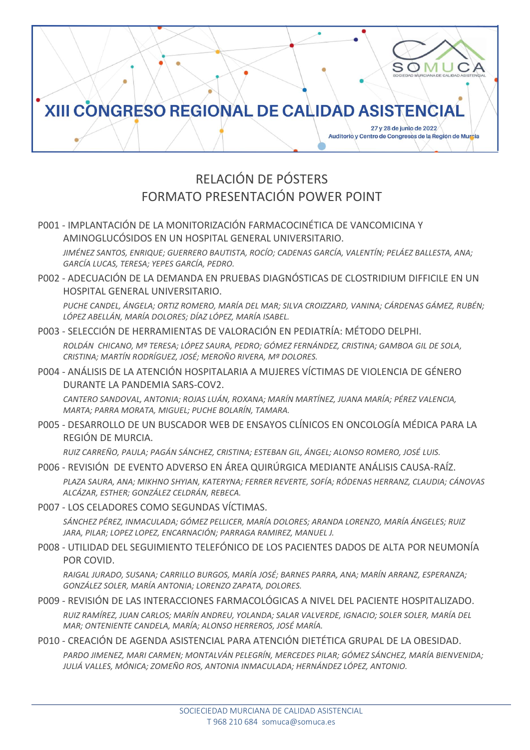# XIII CONGRESO REGIONAL DE CALIDAD ASISTENCIAL

27 y 28 de junio de 2022
Auditorio y Centro de Congresos de la Región de Murcia

## RELACIÓN DE PÓSTERS
## FORMATO PRESENTACIÓN POWER POINT

P001 - IMPLANTACIÓN DE LA MONITORIZACIÓN FARMACOCINÉTICA DE VANCOMICINA Y AMINOGLUCÓSIDOS EN UN HOSPITAL GENERAL UNIVERSITARIO.

*JIMÉNEZ SANTOS, ENRIQUE; GUERRERO BAUTISTA, ROCÍO; CADENAS GARCÍA, VALENTÍN; PELÁEZ BALLESTA, ANA; GARCÍA LUCAS, TERESA; YEPES GARCÍA, PEDRO.*

P002 - ADECUACIÓN DE LA DEMANDA EN PRUEBAS DIAGNÓSTICAS DE CLOSTRIDIUM DIFFICILE EN UN HOSPITAL GENERAL UNIVERSITARIO.

*PUCHE CANDEL, ÁNGELA; ORTIZ ROMERO, MARÍA DEL MAR; SILVA CROIZZARD, VANINA; CÁRDENAS GÁMEZ, RUBÉN; LÓPEZ ABELLÁN, MARÍA DOLORES; DÍAZ LÓPEZ, MARÍA ISABEL.*

P003 - SELECCIÓN DE HERRAMIENTAS DE VALORACIÓN EN PEDIATRÍA: MÉTODO DELPHI.

*ROLDÁN CHICANO, Mª TERESA; LÓPEZ SAURA, PEDRO; GÓMEZ FERNÁNDEZ, CRISTINA; GAMBOA GIL DE SOLA, CRISTINA; MARTÍN RODRÍGUEZ, JOSÉ; MEROÑO RIVERA, Mª DOLORES.*

P004 - ANÁLISIS DE LA ATENCIÓN HOSPITALARIA A MUJERES VÍCTIMAS DE VIOLENCIA DE GÉNERO DURANTE LA PANDEMIA SARS-COV2.

*CANTERO SANDOVAL, ANTONIA; ROJAS LUÁN, ROXANA; MARÍN MARTÍNEZ, JUANA MARÍA; PÉREZ VALENCIA, MARTA; PARRA MORATA, MIGUEL; PUCHE BOLARÍN, TAMARA.*

P005 - DESARROLLO DE UN BUSCADOR WEB DE ENSAYOS CLÍNICOS EN ONCOLOGÍA MÉDICA PARA LA REGIÓN DE MURCIA.

*RUIZ CARREÑO, PAULA; PAGÁN SÁNCHEZ, CRISTINA; ESTEBAN GIL, ÁNGEL; ALONSO ROMERO, JOSÉ LUIS.*

P006 - REVISIÓN DE EVENTO ADVERSO EN ÁREA QUIRÚRGICA MEDIANTE ANÁLISIS CAUSA-RAÍZ.

*PLAZA SAURA, ANA; MIKHNO SHYIAN, KATERYNA; FERRER REVERTE, SOFÍA; RÓDENAS HERRANZ, CLAUDIA; CÁNOVAS ALCÁZAR, ESTHER; GONZÁLEZ CELDRÁN, REBECA.*

P007 - LOS CELADORES COMO SEGUNDAS VÍCTIMAS.

*SÁNCHEZ PÉREZ, INMACULADA; GÓMEZ PELLICER, MARÍA DOLORES; ARANDA LORENZO, MARÍA ÁNGELES; RUIZ JARA, PILAR; LOPEZ LOPEZ, ENCARNACIÓN; PARRAGA RAMIREZ, MANUEL J.*

P008 - UTILIDAD DEL SEGUIMIENTO TELEFÓNICO DE LOS PACIENTES DADOS DE ALTA POR NEUMONÍA POR COVID.

*RAIGAL JURADO, SUSANA; CARRILLO BURGOS, MARÍA JOSÉ; BARNES PARRA, ANA; MARÍN ARRANZ, ESPERANZA; GONZÁLEZ SOLER, MARÍA ANTONIA; LORENZO ZAPATA, DOLORES.*

P009 - REVISIÓN DE LAS INTERACCIONES FARMACOLÓGICAS A NIVEL DEL PACIENTE HOSPITALIZADO.

*RUIZ RAMÍREZ, JUAN CARLOS; MARÍN ANDREU, YOLANDA; SALAR VALVERDE, IGNACIO; SOLER SOLER, MARÍA DEL MAR; ONTENIENTE CANDELA, MARÍA; ALONSO HERREROS, JOSÉ MARÍA.*

P010 - CREACIÓN DE AGENDA ASISTENCIAL PARA ATENCIÓN DIETÉTICA GRUPAL DE LA OBESIDAD.

*PARDO JIMENEZ, MARI CARMEN; MONTALVÁN PELEGRÍN, MERCEDES PILAR; GÓMEZ SÁNCHEZ, MARÍA BIENVENIDA; JULIÁ VALLES, MÓNICA; ZOMEÑO ROS, ANTONIA INMACULADA; HERNÁNDEZ LÓPEZ, ANTONIO.*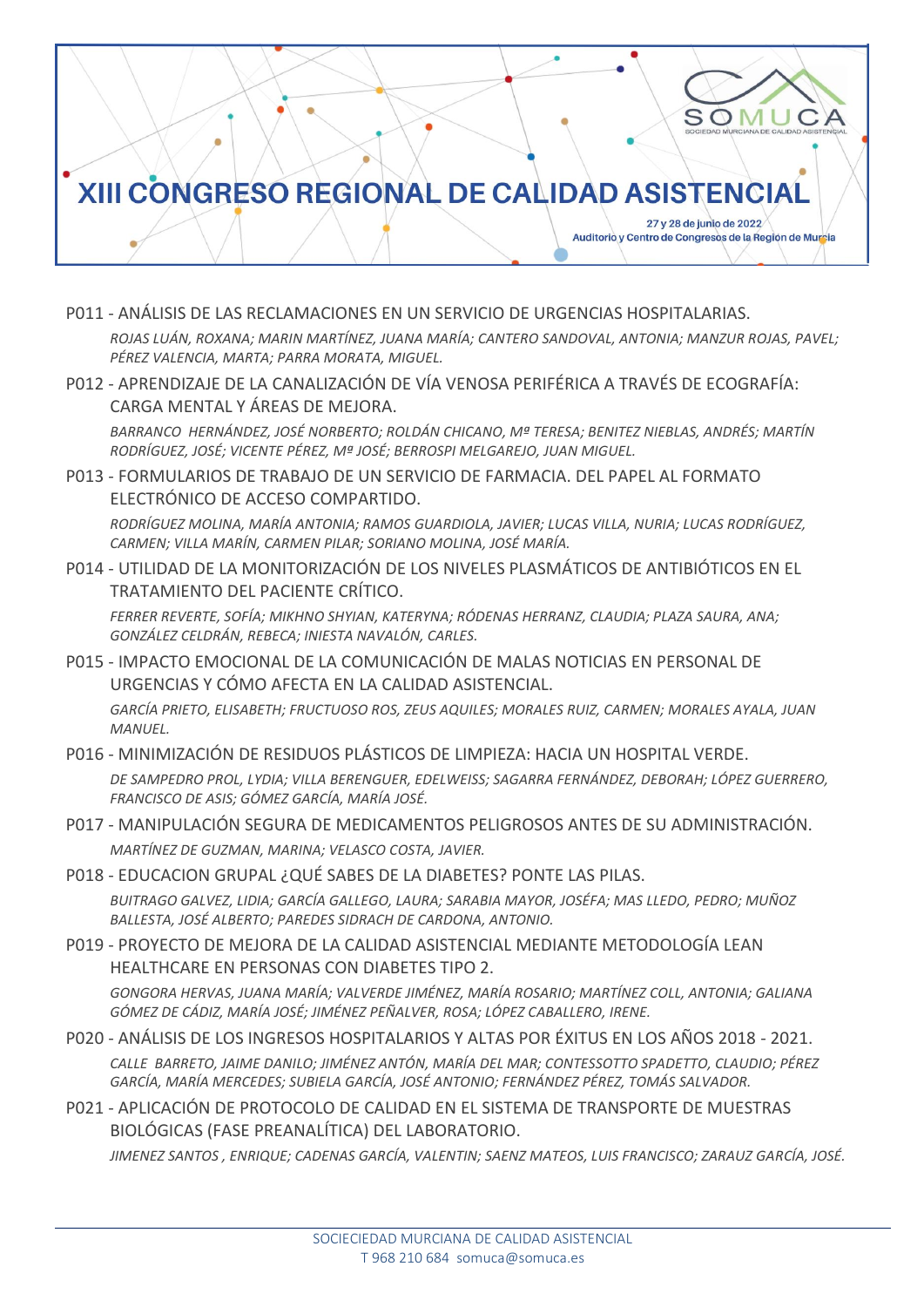P011 - ANÁLISIS DE LAS RECLAMACIONES EN UN SERVICIO DE URGENCIAS HOSPITALARIAS.

*ROJAS LUÁN, ROXANA; MARIN MARTÍNEZ, JUANA MARÍA; CANTERO SANDOVAL, ANTONIA; MANZUR ROJAS, PAVEL; PÉREZ VALENCIA, MARTA; PARRA MORATA, MIGUEL.*

P012 - APRENDIZAJE DE LA CANALIZACIÓN DE VÍA VENOSA PERIFÉRICA A TRAVÉS DE ECOGRAFÍA: CARGA MENTAL Y ÁREAS DE MEJORA.

*BARRANCO HERNÁNDEZ, JOSÉ NORBERTO; ROLDÁN CHICANO, Mª TERESA; BENITEZ NIEBLAS, ANDRÉS; MARTÍN RODRÍGUEZ, JOSÉ; VICENTE PÉREZ, Mª JOSÉ; BERROSPI MELGAREJO, JUAN MIGUEL.*

P013 - FORMULARIOS DE TRABAJO DE UN SERVICIO DE FARMACIA. DEL PAPEL AL FORMATO ELECTRÓNICO DE ACCESO COMPARTIDO.

*RODRÍGUEZ MOLINA, MARÍA ANTONIA; RAMOS GUARDIOLA, JAVIER; LUCAS VILLA, NURIA; LUCAS RODRÍGUEZ, CARMEN; VILLA MARÍN, CARMEN PILAR; SORIANO MOLINA, JOSÉ MARÍA.*

P014 - UTILIDAD DE LA MONITORIZACIÓN DE LOS NIVELES PLASMÁTICOS DE ANTIBIÓTICOS EN EL TRATAMIENTO DEL PACIENTE CRÍTICO.

*FERRER REVERTE, SOFÍA; MIKHNO SHYIAN, KATERYNA; RÓDENAS HERRANZ, CLAUDIA; PLAZA SAURA, ANA; GONZÁLEZ CELDRÁN, REBECA; INIESTA NAVALÓN, CARLES.*

P015 - IMPACTO EMOCIONAL DE LA COMUNICACIÓN DE MALAS NOTICIAS EN PERSONAL DE URGENCIAS Y CÓMO AFECTA EN LA CALIDAD ASISTENCIAL.

*GARCÍA PRIETO, ELISABETH; FRUCTUOSO ROS, ZEUS AQUILES; MORALES RUIZ, CARMEN; MORALES AYALA, JUAN MANUEL.*

P016 - MINIMIZACIÓN DE RESIDUOS PLÁSTICOS DE LIMPIEZA: HACIA UN HOSPITAL VERDE.

*DE SAMPEDRO PROL, LYDIA; VILLA BERENGUER, EDELWEISS; SAGARRA FERNÁNDEZ, DEBORAH; LÓPEZ GUERRERO, FRANCISCO DE ASIS; GÓMEZ GARCÍA, MARÍA JOSÉ.*

P017 - MANIPULACIÓN SEGURA DE MEDICAMENTOS PELIGROSOS ANTES DE SU ADMINISTRACIÓN.

*MARTÍNEZ DE GUZMAN, MARINA; VELASCO COSTA, JAVIER.*

P018 - EDUCACION GRUPAL ¿QUÉ SABES DE LA DIABETES? PONTE LAS PILAS.

*BUITRAGO GALVEZ, LIDIA; GARCÍA GALLEGO, LAURA; SARABIA MAYOR, JOSÉFA; MAS LLEDO, PEDRO; MUÑOZ BALLESTA, JOSÉ ALBERTO; PAREDES SIDRACH DE CARDONA, ANTONIO.*

P019 - PROYECTO DE MEJORA DE LA CALIDAD ASISTENCIAL MEDIANTE METODOLOGÍA LEAN HEALTHCARE EN PERSONAS CON DIABETES TIPO 2.

*GONGORA HERVAS, JUANA MARÍA; VALVERDE JIMÉNEZ, MARÍA ROSARIO; MARTÍNEZ COLL, ANTONIA; GALIANA GÓMEZ DE CÁDIZ, MARÍA JOSÉ; JIMÉNEZ PEÑALVER, ROSA; LÓPEZ CABALLERO, IRENE.*

P020 - ANÁLISIS DE LOS INGRESOS HOSPITALARIOS Y ALTAS POR ÉXITUS EN LOS AÑOS 2018 - 2021.

*CALLE BARRETO, JAIME DANILO; JIMÉNEZ ANTÓN, MARÍA DEL MAR; CONTESSOTTO SPADETTO, CLAUDIO; PÉREZ GARCÍA, MARÍA MERCEDES; SUBIELA GARCÍA, JOSÉ ANTONIO; FERNÁNDEZ PÉREZ, TOMÁS SALVADOR.*

P021 - APLICACIÓN DE PROTOCOLO DE CALIDAD EN EL SISTEMA DE TRANSPORTE DE MUESTRAS BIOLÓGICAS (FASE PREANALÍTICA) DEL LABORATORIO.

*JIMENEZ SANTOS , ENRIQUE; CADENAS GARCÍA, VALENTIN; SAENZ MATEOS, LUIS FRANCISCO; ZARAUZ GARCÍA, JOSÉ.*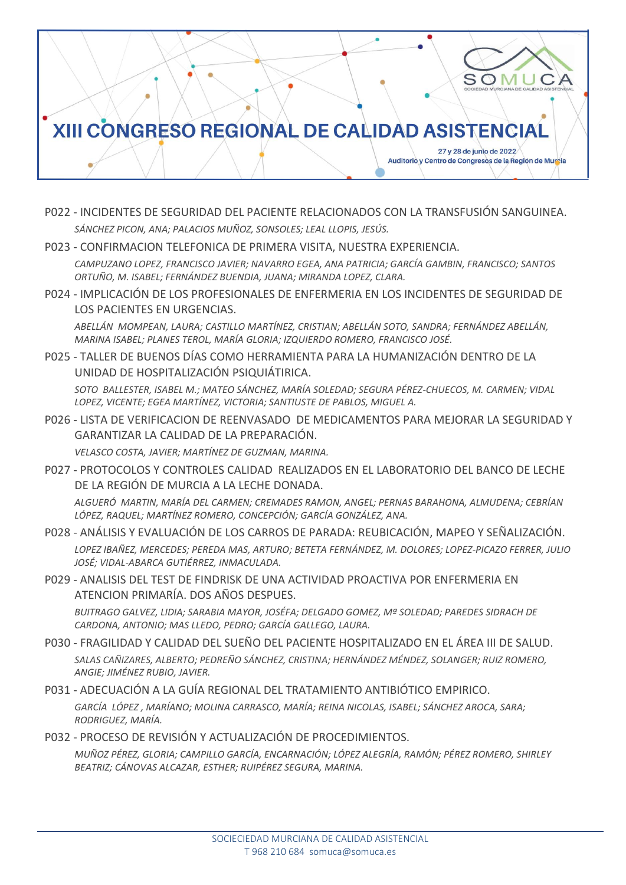P022 - INCIDENTES DE SEGURIDAD DEL PACIENTE RELACIONADOS CON LA TRANSFUSIÓN SANGUINEA.

*SÁNCHEZ PICON, ANA; PALACIOS MUÑOZ, SONSOLES; LEAL LLOPIS, JESÚS.*

P023 - CONFIRMACION TELEFONICA DE PRIMERA VISITA, NUESTRA EXPERIENCIA.

*CAMPUZANO LOPEZ, FRANCISCO JAVIER; NAVARRO EGEA, ANA PATRICIA; GARCÍA GAMBIN, FRANCISCO; SANTOS ORTUÑO, M. ISABEL; FERNÁNDEZ BUENDIA, JUANA; MIRANDA LOPEZ, CLARA.*

P024 - IMPLICACIÓN DE LOS PROFESIONALES DE ENFERMERIA EN LOS INCIDENTES DE SEGURIDAD DE LOS PACIENTES EN URGENCIAS.

*ABELLÁN MOMPEAN, LAURA; CASTILLO MARTÍNEZ, CRISTIAN; ABELLÁN SOTO, SANDRA; FERNÁNDEZ ABELLÁN, MARINA ISABEL; PLANES TEROL, MARÍA GLORIA; IZQUIERDO ROMERO, FRANCISCO JOSÉ.*

P025 - TALLER DE BUENOS DÍAS COMO HERRAMIENTA PARA LA HUMANIZACIÓN DENTRO DE LA UNIDAD DE HOSPITALIZACIÓN PSIQUIÁTIRICA.

*SOTO BALLESTER, ISABEL M.; MATEO SÁNCHEZ, MARÍA SOLEDAD; SEGURA PÉREZ-CHUECOS, M. CARMEN; VIDAL LOPEZ, VICENTE; EGEA MARTÍNEZ, VICTORIA; SANTIUSTE DE PABLOS, MIGUEL A.*

P026 - LISTA DE VERIFICACION DE REENVASADO DE MEDICAMENTOS PARA MEJORAR LA SEGURIDAD Y GARANTIZAR LA CALIDAD DE LA PREPARACIÓN.

*VELASCO COSTA, JAVIER; MARTÍNEZ DE GUZMAN, MARINA.*

P027 - PROTOCOLOS Y CONTROLES CALIDAD REALIZADOS EN EL LABORATORIO DEL BANCO DE LECHE DE LA REGIÓN DE MURCIA A LA LECHE DONADA.

*ALGUERÓ MARTIN, MARÍA DEL CARMEN; CREMADES RAMON, ANGEL; PERNAS BARAHONA, ALMUDENA; CEBRÍAN LÓPEZ, RAQUEL; MARTÍNEZ ROMERO, CONCEPCIÓN; GARCÍA GONZÁLEZ, ANA.*

P028 - ANÁLISIS Y EVALUACIÓN DE LOS CARROS DE PARADA: REUBICACIÓN, MAPEO Y SEÑALIZACIÓN.

*LOPEZ IBAÑEZ, MERCEDES; PEREDA MAS, ARTURO; BETETA FERNÁNDEZ, M. DOLORES; LOPEZ-PICAZO FERRER, JULIO JOSÉ; VIDAL-ABARCA GUTIÉRREZ, INMACULADA.*

P029 - ANALISIS DEL TEST DE FINDRISK DE UNA ACTIVIDAD PROACTIVA POR ENFERMERIA EN ATENCION PRIMARÍA. DOS AÑOS DESPUES.

*BUITRAGO GALVEZ, LIDIA; SARABIA MAYOR, JOSÉFA; DELGADO GOMEZ, Mª SOLEDAD; PAREDES SIDRACH DE CARDONA, ANTONIO; MAS LLEDO, PEDRO; GARCÍA GALLEGO, LAURA.*

P030 - FRAGILIDAD Y CALIDAD DEL SUEÑO DEL PACIENTE HOSPITALIZADO EN EL ÁREA III DE SALUD.

*SALAS CAÑIZARES, ALBERTO; PEDREÑO SÁNCHEZ, CRISTINA; HERNÁNDEZ MÉNDEZ, SOLANGER; RUIZ ROMERO, ANGIE; JIMÉNEZ RUBIO, JAVIER.*

P031 - ADECUACIÓN A LA GUÍA REGIONAL DEL TRATAMIENTO ANTIBIÓTICO EMPIRICO.

*GARCÍA LÓPEZ , MARÍANO; MOLINA CARRASCO, MARÍA; REINA NICOLAS, ISABEL; SÁNCHEZ AROCA, SARA; RODRIGUEZ, MARÍA.*

P032 - PROCESO DE REVISIÓN Y ACTUALIZACIÓN DE PROCEDIMIENTOS.

*MUÑOZ PÉREZ, GLORIA; CAMPILLO GARCÍA, ENCARNACIÓN; LÓPEZ ALEGRÍA, RAMÓN; PÉREZ ROMERO, SHIRLEY BEATRIZ; CÁNOVAS ALCAZAR, ESTHER; RUIPÉREZ SEGURA, MARINA.*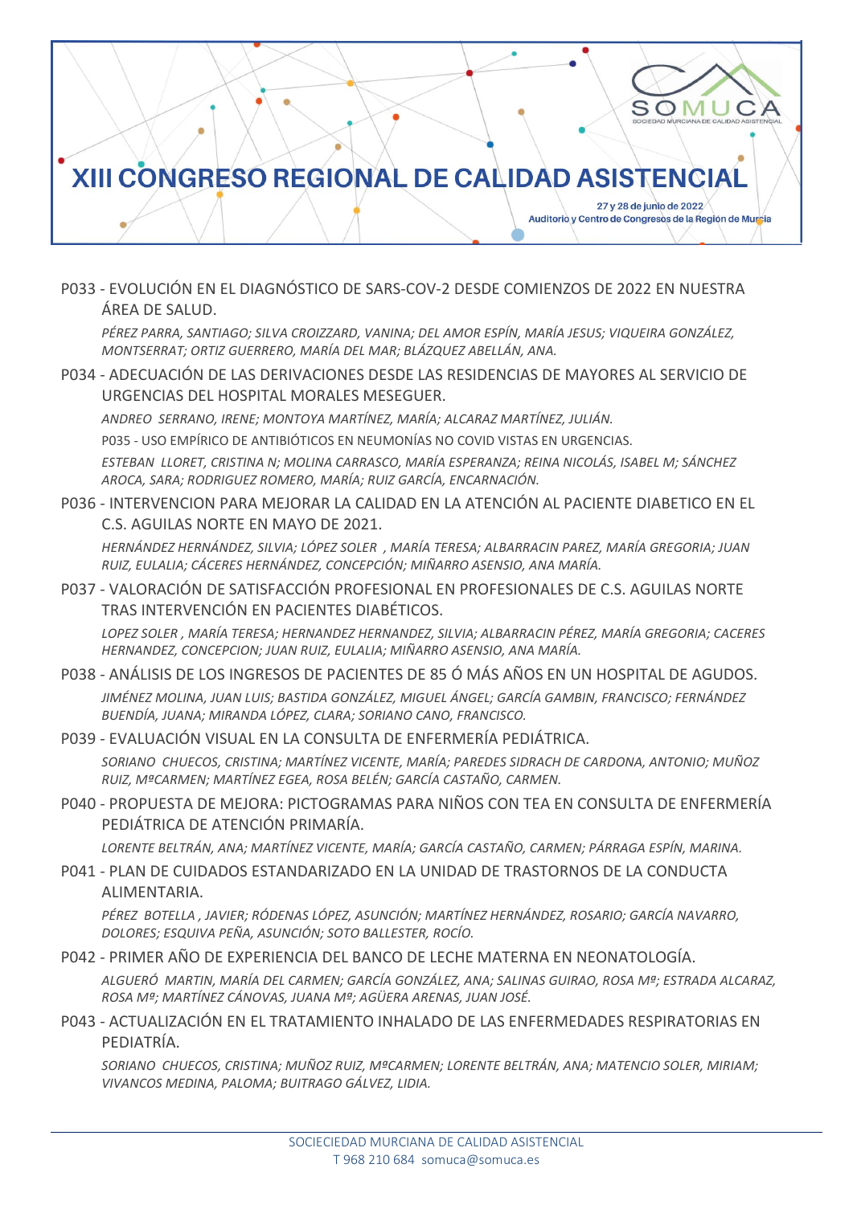P033 - EVOLUCIÓN EN EL DIAGNÓSTICO DE SARS-COV-2 DESDE COMIENZOS DE 2022 EN NUESTRA ÁREA DE SALUD.

*PÉREZ PARRA, SANTIAGO; SILVA CROIZZARD, VANINA; DEL AMOR ESPÍN, MARÍA JESUS; VIQUEIRA GONZÁLEZ, MONTSERRAT; ORTIZ GUERRERO, MARÍA DEL MAR; BLÁZQUEZ ABELLÁN, ANA.*

P034 - ADECUACIÓN DE LAS DERIVACIONES DESDE LAS RESIDENCIAS DE MAYORES AL SERVICIO DE URGENCIAS DEL HOSPITAL MORALES MESEGUER.

*ANDREO SERRANO, IRENE; MONTOYA MARTÍNEZ, MARÍA; ALCARAZ MARTÍNEZ, JULIÁN.*

P035 - USO EMPÍRICO DE ANTIBIÓTICOS EN NEUMONÍAS NO COVID VISTAS EN URGENCIAS.

*ESTEBAN LLORET, CRISTINA N; MOLINA CARRASCO, MARÍA ESPERANZA; REINA NICOLÁS, ISABEL M; SÁNCHEZ AROCA, SARA; RODRIGUEZ ROMERO, MARÍA; RUIZ GARCÍA, ENCARNACIÓN.*

P036 - INTERVENCION PARA MEJORAR LA CALIDAD EN LA ATENCIÓN AL PACIENTE DIABETICO EN EL C.S. AGUILAS NORTE EN MAYO DE 2021.

*HERNÁNDEZ HERNÁNDEZ, SILVIA; LÓPEZ SOLER , MARÍA TERESA; ALBARRACIN PAREZ, MARÍA GREGORIA; JUAN RUIZ, EULALIA; CÁCERES HERNÁNDEZ, CONCEPCIÓN; MIÑARRO ASENSIO, ANA MARÍA.*

P037 - VALORACIÓN DE SATISFACCIÓN PROFESIONAL EN PROFESIONALES DE C.S. AGUILAS NORTE TRAS INTERVENCIÓN EN PACIENTES DIABÉTICOS.

*LOPEZ SOLER , MARÍA TERESA; HERNANDEZ HERNANDEZ, SILVIA; ALBARRACIN PÉREZ, MARÍA GREGORIA; CACERES HERNANDEZ, CONCEPCION; JUAN RUIZ, EULALIA; MIÑARRO ASENSIO, ANA MARÍA.*

P038 - ANÁLISIS DE LOS INGRESOS DE PACIENTES DE 85 Ó MÁS AÑOS EN UN HOSPITAL DE AGUDOS.

*JIMÉNEZ MOLINA, JUAN LUIS; BASTIDA GONZÁLEZ, MIGUEL ÁNGEL; GARCÍA GAMBIN, FRANCISCO; FERNÁNDEZ BUENDÍA, JUANA; MIRANDA LÓPEZ, CLARA; SORIANO CANO, FRANCISCO.*

P039 - EVALUACIÓN VISUAL EN LA CONSULTA DE ENFERMERÍA PEDIÁTRICA.

*SORIANO CHUECOS, CRISTINA; MARTÍNEZ VICENTE, MARÍA; PAREDES SIDRACH DE CARDONA, ANTONIO; MUÑOZ RUIZ, MªCARMEN; MARTÍNEZ EGEA, ROSA BELÉN; GARCÍA CASTAÑO, CARMEN.*

P040 - PROPUESTA DE MEJORA: PICTOGRAMAS PARA NIÑOS CON TEA EN CONSULTA DE ENFERMERÍA PEDIÁTRICA DE ATENCIÓN PRIMARÍA.

*LORENTE BELTRÁN, ANA; MARTÍNEZ VICENTE, MARÍA; GARCÍA CASTAÑO, CARMEN; PÁRRAGA ESPÍN, MARINA.*

P041 - PLAN DE CUIDADOS ESTANDARIZADO EN LA UNIDAD DE TRASTORNOS DE LA CONDUCTA ALIMENTARIA.

*PÉREZ BOTELLA , JAVIER; RÓDENAS LÓPEZ, ASUNCIÓN; MARTÍNEZ HERNÁNDEZ, ROSARIO; GARCÍA NAVARRO, DOLORES; ESQUIVA PEÑA, ASUNCIÓN; SOTO BALLESTER, ROCÍO.*

P042 - PRIMER AÑO DE EXPERIENCIA DEL BANCO DE LECHE MATERNA EN NEONATOLOGÍA.

*ALGUERÓ MARTIN, MARÍA DEL CARMEN; GARCÍA GONZÁLEZ, ANA; SALINAS GUIRAO, ROSA Mª; ESTRADA ALCARAZ, ROSA Mª; MARTÍNEZ CÁNOVAS, JUANA Mª; AGÜERA ARENAS, JUAN JOSÉ.*

P043 - ACTUALIZACIÓN EN EL TRATAMIENTO INHALADO DE LAS ENFERMEDADES RESPIRATORIAS EN PEDIATRÍA.

*SORIANO CHUECOS, CRISTINA; MUÑOZ RUIZ, MªCARMEN; LORENTE BELTRÁN, ANA; MATENCIO SOLER, MIRIAM; VIVANCOS MEDINA, PALOMA; BUITRAGO GÁLVEZ, LIDIA.*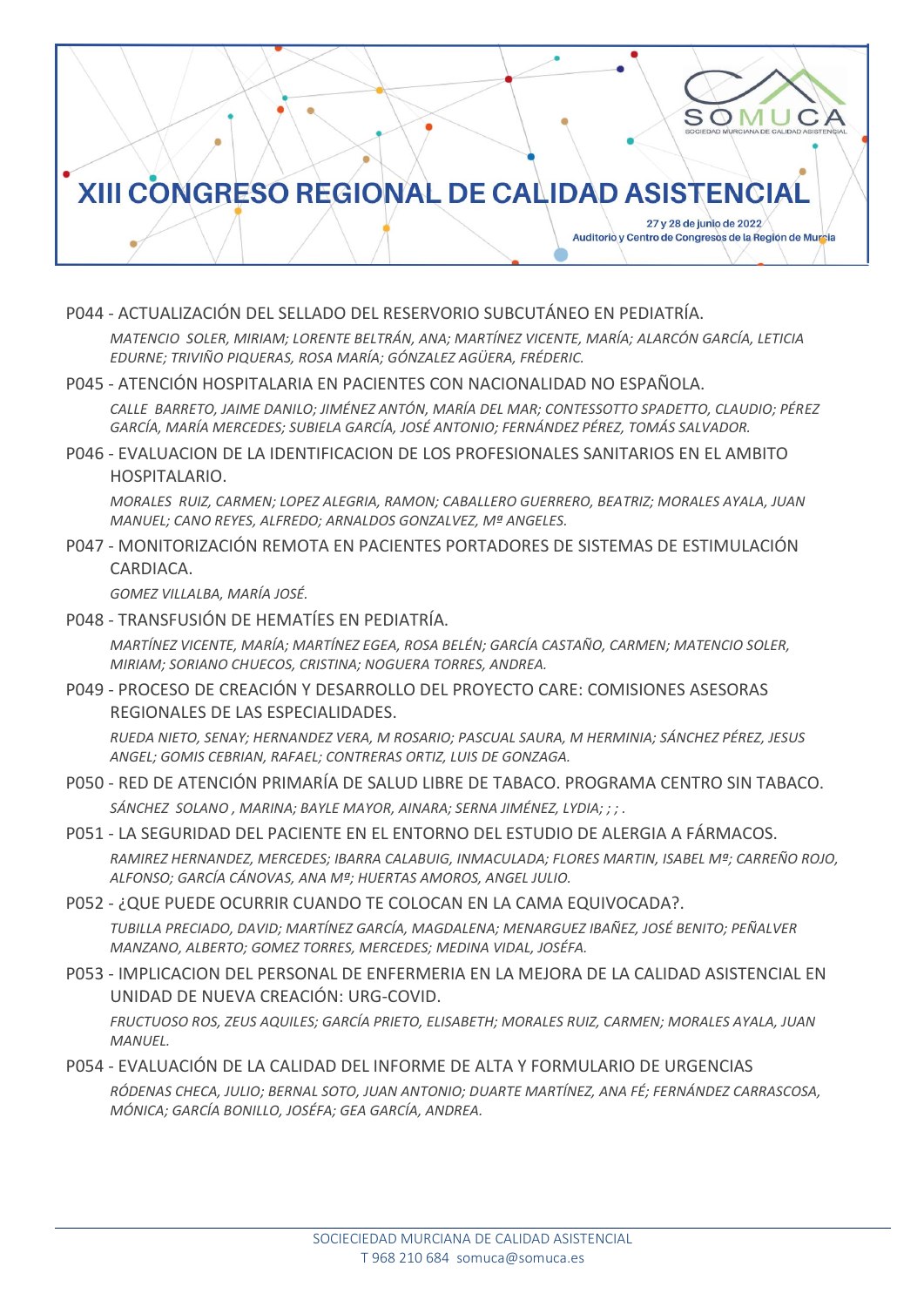# XIII CONGRESO REGIONAL DE CALIDAD ASISTENCIAL

27 y 28 de junio de 2022
Auditorio y Centro de Congresos de la Región de Murcia

P044 - ACTUALIZACIÓN DEL SELLADO DEL RESERVORIO SUBCUTÁNEO EN PEDIATRÍA.

*MATENCIO SOLER, MIRIAM; LORENTE BELTRÁN, ANA; MARTÍNEZ VICENTE, MARÍA; ALARCÓN GARCÍA, LETICIA EDURNE; TRIVIÑO PIQUERAS, ROSA MARÍA; GÓNZALEZ AGÜERA, FRÉDERIC.*

P045 - ATENCIÓN HOSPITALARIA EN PACIENTES CON NACIONALIDAD NO ESPAÑOLA.

*CALLE BARRETO, JAIME DANILO; JIMÉNEZ ANTÓN, MARÍA DEL MAR; CONTESSOTTO SPADETTO, CLAUDIO; PÉREZ GARCÍA, MARÍA MERCEDES; SUBIELA GARCÍA, JOSÉ ANTONIO; FERNÁNDEZ PÉREZ, TOMÁS SALVADOR.*

P046 - EVALUACION DE LA IDENTIFICACION DE LOS PROFESIONALES SANITARIOS EN EL AMBITO HOSPITALARIO.

*MORALES RUIZ, CARMEN; LOPEZ ALEGRIA, RAMON; CABALLERO GUERRERO, BEATRIZ; MORALES AYALA, JUAN MANUEL; CANO REYES, ALFREDO; ARNALDOS GONZALVEZ, Mª ANGELES.*

P047 - MONITORIZACIÓN REMOTA EN PACIENTES PORTADORES DE SISTEMAS DE ESTIMULACIÓN CARDIACA.

*GOMEZ VILLALBA, MARÍA JOSÉ.*

P048 - TRANSFUSIÓN DE HEMATÍES EN PEDIATRÍA.

*MARTÍNEZ VICENTE, MARÍA; MARTÍNEZ EGEA, ROSA BELÉN; GARCÍA CASTAÑO, CARMEN; MATENCIO SOLER, MIRIAM; SORIANO CHUECOS, CRISTINA; NOGUERA TORRES, ANDREA.*

P049 - PROCESO DE CREACIÓN Y DESARROLLO DEL PROYECTO CARE: COMISIONES ASESORAS REGIONALES DE LAS ESPECIALIDADES.

*RUEDA NIETO, SENAY; HERNANDEZ VERA, M ROSARIO; PASCUAL SAURA, M HERMINIA; SÁNCHEZ PÉREZ, JESUS ANGEL; GOMIS CEBRIAN, RAFAEL; CONTRERAS ORTIZ, LUIS DE GONZAGA.*

P050 - RED DE ATENCIÓN PRIMARÍA DE SALUD LIBRE DE TABACO. PROGRAMA CENTRO SIN TABACO.

*SÁNCHEZ SOLANO , MARINA; BAYLE MAYOR, AINARA; SERNA JIMÉNEZ, LYDIA; ; ; .*

P051 - LA SEGURIDAD DEL PACIENTE EN EL ENTORNO DEL ESTUDIO DE ALERGIA A FÁRMACOS.

*RAMIREZ HERNANDEZ, MERCEDES; IBARRA CALABUIG, INMACULADA; FLORES MARTIN, ISABEL Mª; CARREÑO ROJO, ALFONSO; GARCÍA CÁNOVAS, ANA Mª; HUERTAS AMOROS, ANGEL JULIO.*

P052 - ¿QUE PUEDE OCURRIR CUANDO TE COLOCAN EN LA CAMA EQUIVOCADA?.

*TUBILLA PRECIADO, DAVID; MARTÍNEZ GARCÍA, MAGDALENA; MENARGUEZ IBAÑEZ, JOSÉ BENITO; PEÑALVER MANZANO, ALBERTO; GOMEZ TORRES, MERCEDES; MEDINA VIDAL, JOSÉFA.*

P053 - IMPLICACION DEL PERSONAL DE ENFERMERIA EN LA MEJORA DE LA CALIDAD ASISTENCIAL EN UNIDAD DE NUEVA CREACIÓN: URG-COVID.

*FRUCTUOSO ROS, ZEUS AQUILES; GARCÍA PRIETO, ELISABETH; MORALES RUIZ, CARMEN; MORALES AYALA, JUAN MANUEL.*

P054 - EVALUACIÓN DE LA CALIDAD DEL INFORME DE ALTA Y FORMULARIO DE URGENCIAS

*RÓDENAS CHECA, JULIO; BERNAL SOTO, JUAN ANTONIO; DUARTE MARTÍNEZ, ANA FÉ; FERNÁNDEZ CARRASCOSA, MÓNICA; GARCÍA BONILLO, JOSÉFA; GEA GARCÍA, ANDREA.*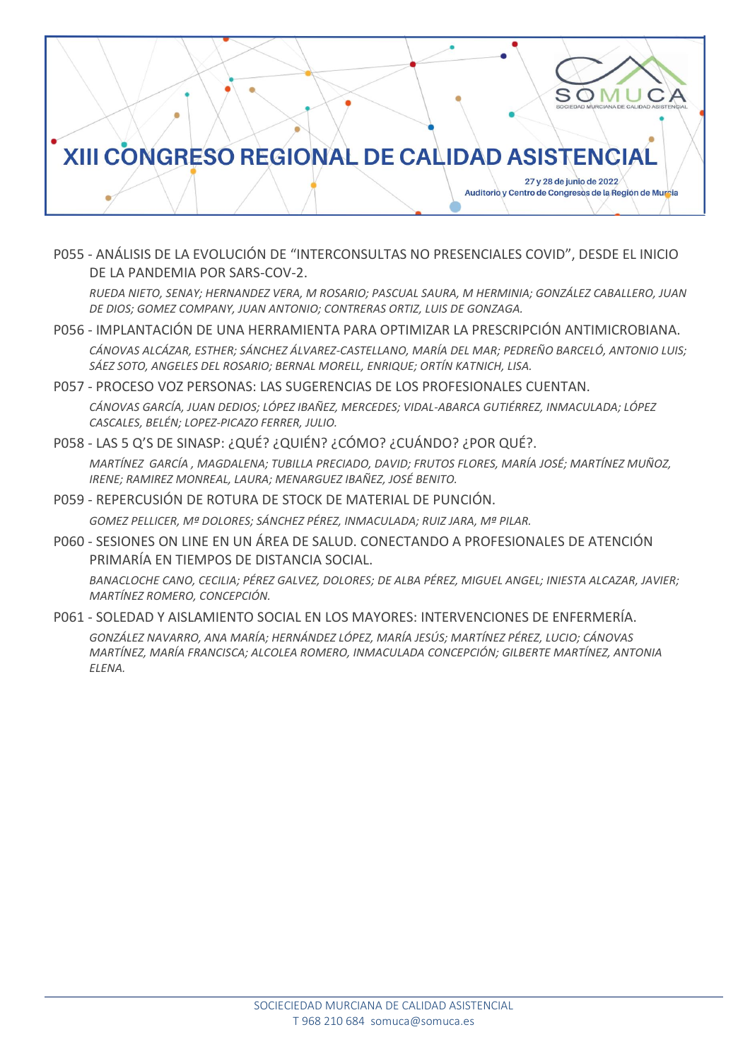P055 - ANÁLISIS DE LA EVOLUCIÓN DE "INTERCONSULTAS NO PRESENCIALES COVID", DESDE EL INICIO DE LA PANDEMIA POR SARS-COV-2.

*RUEDA NIETO, SENAY; HERNANDEZ VERA, M ROSARIO; PASCUAL SAURA, M HERMINIA; GONZÁLEZ CABALLERO, JUAN DE DIOS; GOMEZ COMPANY, JUAN ANTONIO; CONTRERAS ORTIZ, LUIS DE GONZAGA.*

P056 - IMPLANTACIÓN DE UNA HERRAMIENTA PARA OPTIMIZAR LA PRESCRIPCIÓN ANTIMICROBIANA.

*CÁNOVAS ALCÁZAR, ESTHER; SÁNCHEZ ÁLVAREZ-CASTELLANO, MARÍA DEL MAR; PEDREÑO BARCELÓ, ANTONIO LUIS; SÁEZ SOTO, ANGELES DEL ROSARIO; BERNAL MORELL, ENRIQUE; ORTÍN KATNICH, LISA.*

P057 - PROCESO VOZ PERSONAS: LAS SUGERENCIAS DE LOS PROFESIONALES CUENTAN.

*CÁNOVAS GARCÍA, JUAN DEDIOS; LÓPEZ IBAÑEZ, MERCEDES; VIDAL-ABARCA GUTIÉRREZ, INMACULADA; LÓPEZ CASCALES, BELÉN; LOPEZ-PICAZO FERRER, JULIO.*

P058 - LAS 5 Q'S DE SINASP: ¿QUÉ? ¿QUIÉN? ¿CÓMO? ¿CUÁNDO? ¿POR QUÉ?.

*MARTÍNEZ GARCÍA , MAGDALENA; TUBILLA PRECIADO, DAVID; FRUTOS FLORES, MARÍA JOSÉ; MARTÍNEZ MUÑOZ, IRENE; RAMIREZ MONREAL, LAURA; MENARGUEZ IBAÑEZ, JOSÉ BENITO.*

P059 - REPERCUSIÓN DE ROTURA DE STOCK DE MATERIAL DE PUNCIÓN.

*GOMEZ PELLICER, Mª DOLORES; SÁNCHEZ PÉREZ, INMACULADA; RUIZ JARA, Mª PILAR.*

P060 - SESIONES ON LINE EN UN ÁREA DE SALUD. CONECTANDO A PROFESIONALES DE ATENCIÓN PRIMARÍA EN TIEMPOS DE DISTANCIA SOCIAL.

*BANACLOCHE CANO, CECILIA; PÉREZ GALVEZ, DOLORES; DE ALBA PÉREZ, MIGUEL ANGEL; INIESTA ALCAZAR, JAVIER; MARTÍNEZ ROMERO, CONCEPCIÓN.*

P061 - SOLEDAD Y AISLAMIENTO SOCIAL EN LOS MAYORES: INTERVENCIONES DE ENFERMERÍA.

*GONZÁLEZ NAVARRO, ANA MARÍA; HERNÁNDEZ LÓPEZ, MARÍA JESÚS; MARTÍNEZ PÉREZ, LUCIO; CÁNOVAS MARTÍNEZ, MARÍA FRANCISCA; ALCOLEA ROMERO, INMACULADA CONCEPCIÓN; GILBERTE MARTÍNEZ, ANTONIA ELENA.*